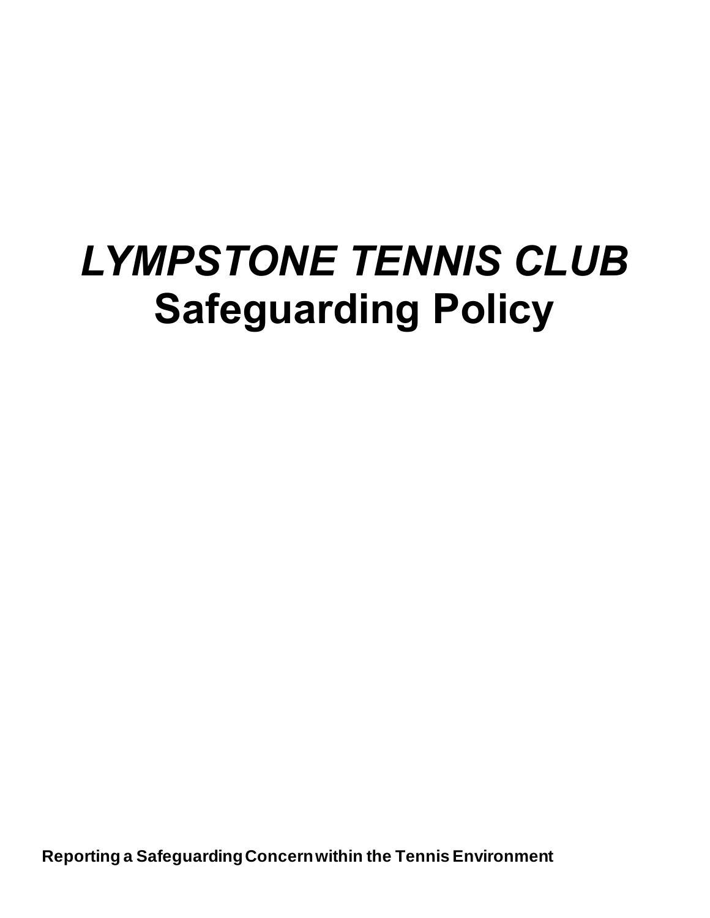# *LYMPSTONE TENNIS CLUB*
# Safeguarding Policy

**Reporting a Safeguarding Concern within the Tennis Environment**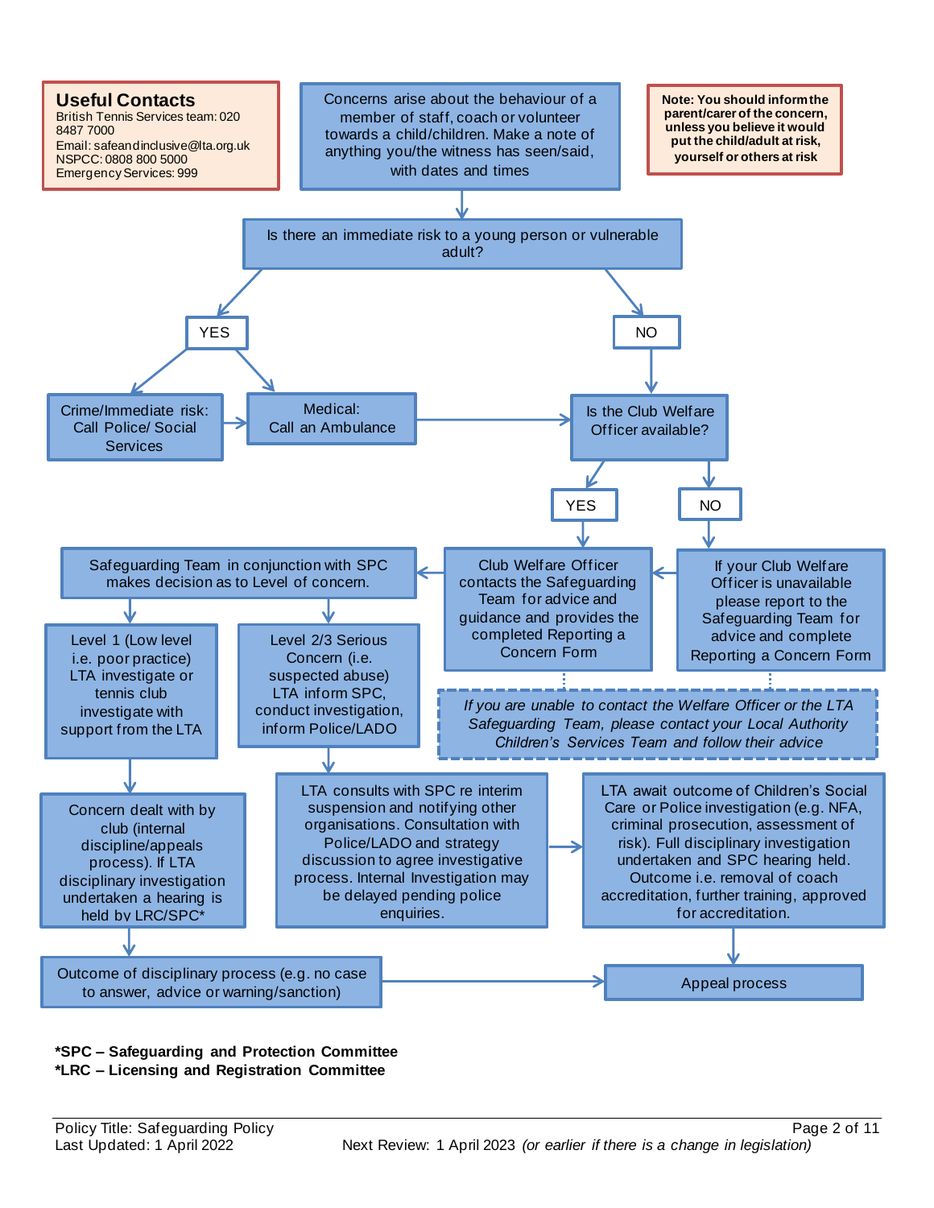**Useful Contacts**
British Tennis Services team: 020 8487 7000
Email: safeandinclusive@lta.org.uk
NSPCC: 0808 800 5000
Emergency Services: 999

**Note: You should inform the parent/carer of the concern, unless you believe it would put the child/adult at risk, yourself or others at risk**

Concerns arise about the behaviour of a member of staff, coach or volunteer towards a child/children. Make a note of anything you/the witness has seen/said, with dates and times

Is there an immediate risk to a young person or vulnerable adult?

YES

- Crime/Immediate risk: Call Police/ Social Services
- Medical: Call an Ambulance

NO

Is the Club Welfare Officer available?

YES

Club Welfare Officer contacts the Safeguarding Team for advice and guidance and provides the completed Reporting a Concern Form

NO

If your Club Welfare Officer is unavailable please report to the Safeguarding Team for advice and complete Reporting a Concern Form

*If you are unable to contact the Welfare Officer or the LTA Safeguarding Team, please contact your Local Authority Children's Services Team and follow their advice*

Safeguarding Team in conjunction with SPC makes decision as to Level of concern.

Level 1 (Low level i.e. poor practice) LTA investigate or tennis club investigate with support from the LTA

Concern dealt with by club (internal discipline/appeals process). If LTA disciplinary investigation undertaken a hearing is held by LRC/SPC*

Outcome of disciplinary process (e.g. no case to answer, advice or warning/sanction)

Level 2/3 Serious Concern (i.e. suspected abuse) LTA inform SPC, conduct investigation, inform Police/LADO

LTA consults with SPC re interim suspension and notifying other organisations. Consultation with Police/LADO and strategy discussion to agree investigative process. Internal Investigation may be delayed pending police enquiries.

LTA await outcome of Children's Social Care or Police investigation (e.g. NFA, criminal prosecution, assessment of risk). Full disciplinary investigation undertaken and SPC hearing held. Outcome i.e. removal of coach accreditation, further training, approved for accreditation.

Appeal process

**\*SPC – Safeguarding and Protection Committee**
**\*LRC – Licensing and Registration Committee**

Policy Title: Safeguarding Policy
Last Updated: 1 April 2022
Next Review: 1 April 2023 *(or earlier if there is a change in legislation)*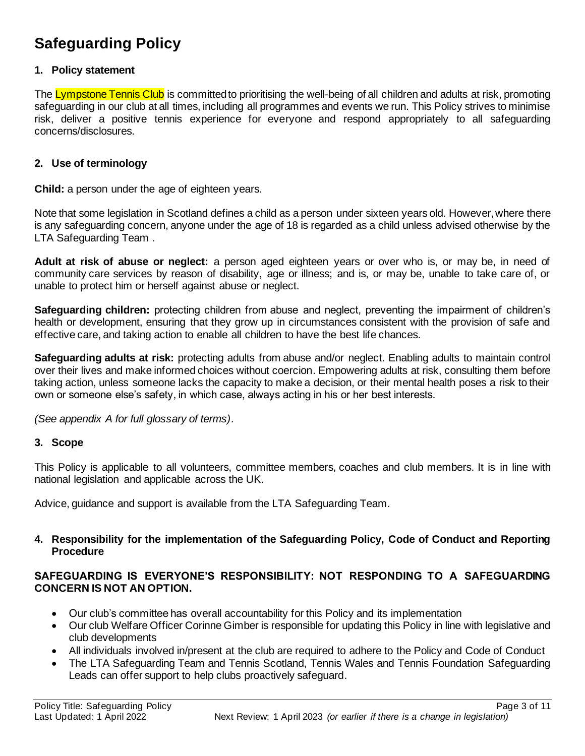# Safeguarding Policy

## 1. Policy statement

The Lympstone Tennis Club is committed to prioritising the well-being of all children and adults at risk, promoting safeguarding in our club at all times, including all programmes and events we run. This Policy strives to minimise risk, deliver a positive tennis experience for everyone and respond appropriately to all safeguarding concerns/disclosures.

## 2. Use of terminology

**Child:** a person under the age of eighteen years.

Note that some legislation in Scotland defines a child as a person under sixteen years old. However, where there is any safeguarding concern, anyone under the age of 18 is regarded as a child unless advised otherwise by the LTA Safeguarding Team .

**Adult at risk of abuse or neglect:** a person aged eighteen years or over who is, or may be, in need of community care services by reason of disability, age or illness; and is, or may be, unable to take care of, or unable to protect him or herself against abuse or neglect.

**Safeguarding children:** protecting children from abuse and neglect, preventing the impairment of children's health or development, ensuring that they grow up in circumstances consistent with the provision of safe and effective care, and taking action to enable all children to have the best life chances.

**Safeguarding adults at risk:** protecting adults from abuse and/or neglect. Enabling adults to maintain control over their lives and make informed choices without coercion. Empowering adults at risk, consulting them before taking action, unless someone lacks the capacity to make a decision, or their mental health poses a risk to their own or someone else's safety, in which case, always acting in his or her best interests.

*(See appendix A for full glossary of terms)*.

## 3. Scope

This Policy is applicable to all volunteers, committee members, coaches and club members. It is in line with national legislation and applicable across the UK.

Advice, guidance and support is available from the LTA Safeguarding Team.

## 4. Responsibility for the implementation of the Safeguarding Policy, Code of Conduct and Reporting Procedure

**SAFEGUARDING IS EVERYONE'S RESPONSIBILITY: NOT RESPONDING TO A SAFEGUARDING CONCERN IS NOT AN OPTION.**

- Our club's committee has overall accountability for this Policy and its implementation
- Our club Welfare Officer Corinne Gimber is responsible for updating this Policy in line with legislative and club developments
- All individuals involved in/present at the club are required to adhere to the Policy and Code of Conduct
- The LTA Safeguarding Team and Tennis Scotland, Tennis Wales and Tennis Foundation Safeguarding Leads can offer support to help clubs proactively safeguard.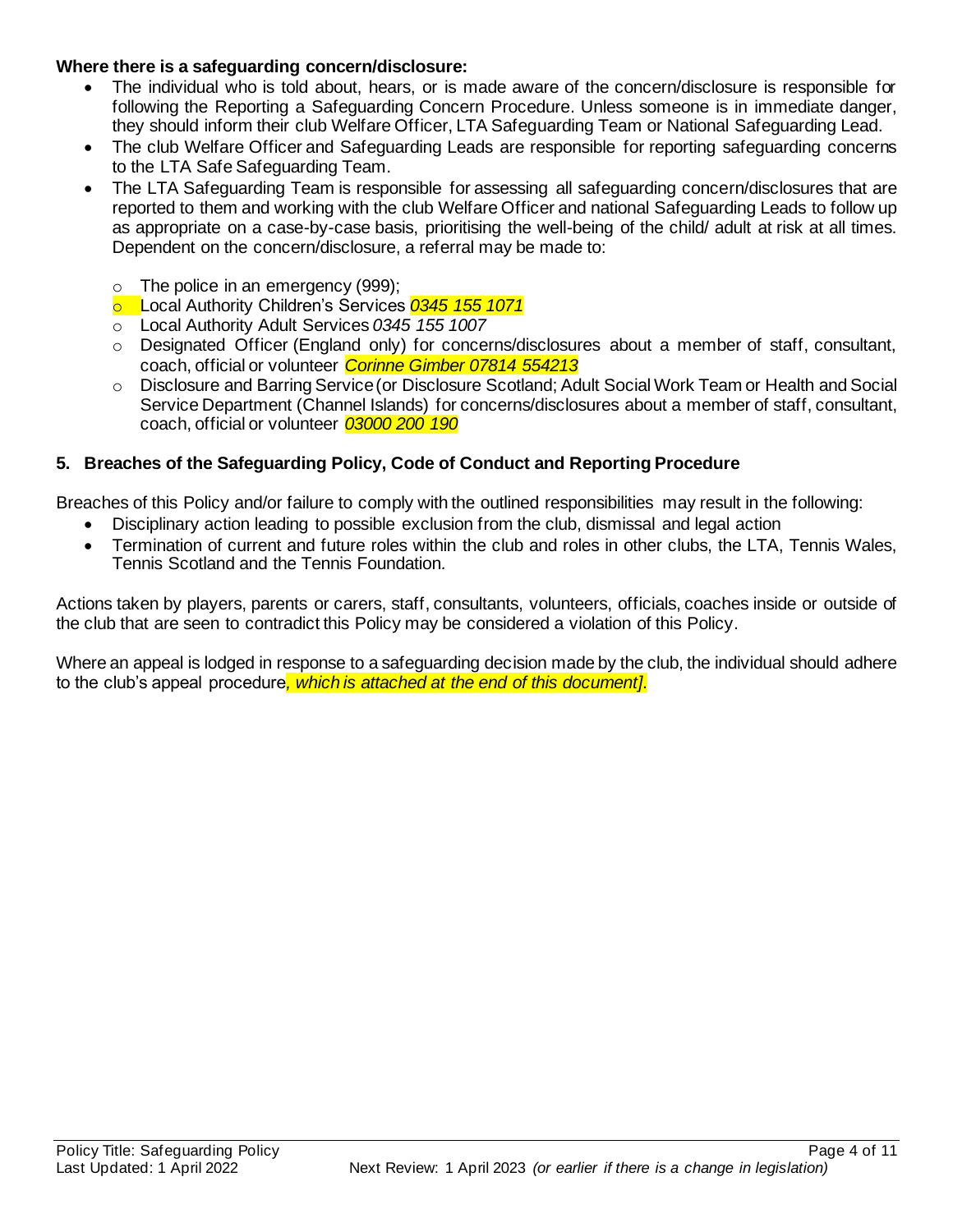**Where there is a safeguarding concern/disclosure:**

- The individual who is told about, hears, or is made aware of the concern/disclosure is responsible for following the Reporting a Safeguarding Concern Procedure. Unless someone is in immediate danger, they should inform their club Welfare Officer, LTA Safeguarding Team or National Safeguarding Lead.
- The club Welfare Officer and Safeguarding Leads are responsible for reporting safeguarding concerns to the LTA Safe Safeguarding Team.
- The LTA Safeguarding Team is responsible for assessing all safeguarding concern/disclosures that are reported to them and working with the club Welfare Officer and national Safeguarding Leads to follow up as appropriate on a case-by-case basis, prioritising the well-being of the child/ adult at risk at all times. Dependent on the concern/disclosure, a referral may be made to:
  - The police in an emergency (999);
  - Local Authority Children's Services *0345 155 1071*
  - Local Authority Adult Services *0345 155 1007*
  - Designated Officer (England only) for concerns/disclosures about a member of staff, consultant, coach, official or volunteer *Corinne Gimber 07814 554213*
  - Disclosure and Barring Service (or Disclosure Scotland; Adult Social Work Team or Health and Social Service Department (Channel Islands) for concerns/disclosures about a member of staff, consultant, coach, official or volunteer *03000 200 190*

## 5. Breaches of the Safeguarding Policy, Code of Conduct and Reporting Procedure

Breaches of this Policy and/or failure to comply with the outlined responsibilities may result in the following:

- Disciplinary action leading to possible exclusion from the club, dismissal and legal action
- Termination of current and future roles within the club and roles in other clubs, the LTA, Tennis Wales, Tennis Scotland and the Tennis Foundation.

Actions taken by players, parents or carers, staff, consultants, volunteers, officials, coaches inside or outside of the club that are seen to contradict this Policy may be considered a violation of this Policy.

Where an appeal is lodged in response to a safeguarding decision made by the club, the individual should adhere to the club's appeal procedure*, which is attached at the end of this document]*.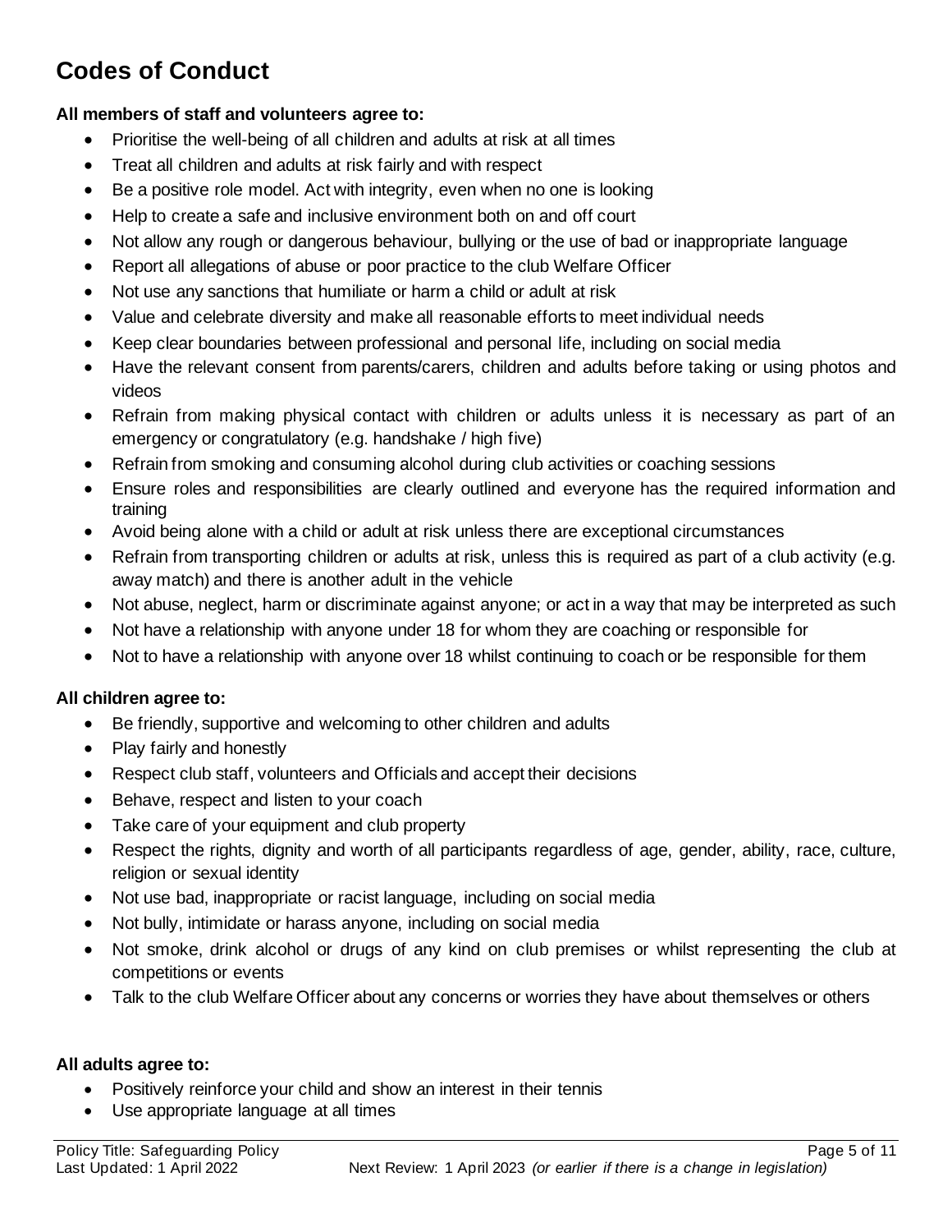# Codes of Conduct

**All members of staff and volunteers agree to:**

- Prioritise the well-being of all children and adults at risk at all times
- Treat all children and adults at risk fairly and with respect
- Be a positive role model. Act with integrity, even when no one is looking
- Help to create a safe and inclusive environment both on and off court
- Not allow any rough or dangerous behaviour, bullying or the use of bad or inappropriate language
- Report all allegations of abuse or poor practice to the club Welfare Officer
- Not use any sanctions that humiliate or harm a child or adult at risk
- Value and celebrate diversity and make all reasonable efforts to meet individual needs
- Keep clear boundaries between professional and personal life, including on social media
- Have the relevant consent from parents/carers, children and adults before taking or using photos and videos
- Refrain from making physical contact with children or adults unless it is necessary as part of an emergency or congratulatory (e.g. handshake / high five)
- Refrain from smoking and consuming alcohol during club activities or coaching sessions
- Ensure roles and responsibilities are clearly outlined and everyone has the required information and training
- Avoid being alone with a child or adult at risk unless there are exceptional circumstances
- Refrain from transporting children or adults at risk, unless this is required as part of a club activity (e.g. away match) and there is another adult in the vehicle
- Not abuse, neglect, harm or discriminate against anyone; or act in a way that may be interpreted as such
- Not have a relationship with anyone under 18 for whom they are coaching or responsible for
- Not to have a relationship with anyone over 18 whilst continuing to coach or be responsible for them

**All children agree to:**

- Be friendly, supportive and welcoming to other children and adults
- Play fairly and honestly
- Respect club staff, volunteers and Officials and accept their decisions
- Behave, respect and listen to your coach
- Take care of your equipment and club property
- Respect the rights, dignity and worth of all participants regardless of age, gender, ability, race, culture, religion or sexual identity
- Not use bad, inappropriate or racist language, including on social media
- Not bully, intimidate or harass anyone, including on social media
- Not smoke, drink alcohol or drugs of any kind on club premises or whilst representing the club at competitions or events
- Talk to the club Welfare Officer about any concerns or worries they have about themselves or others

**All adults agree to:**

- Positively reinforce your child and show an interest in their tennis
- Use appropriate language at all times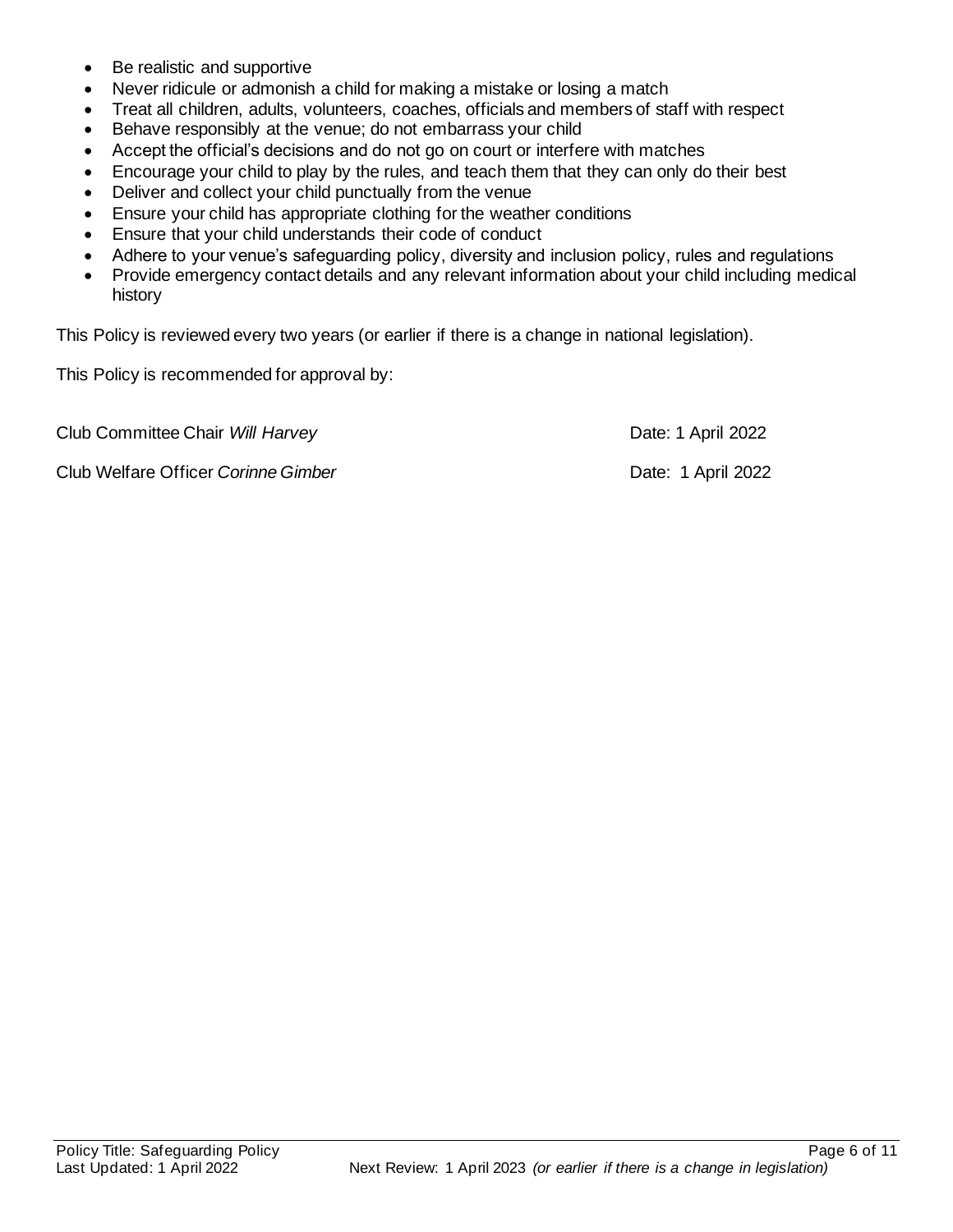- Be realistic and supportive
- Never ridicule or admonish a child for making a mistake or losing a match
- Treat all children, adults, volunteers, coaches, officials and members of staff with respect
- Behave responsibly at the venue; do not embarrass your child
- Accept the official's decisions and do not go on court or interfere with matches
- Encourage your child to play by the rules, and teach them that they can only do their best
- Deliver and collect your child punctually from the venue
- Ensure your child has appropriate clothing for the weather conditions
- Ensure that your child understands their code of conduct
- Adhere to your venue's safeguarding policy, diversity and inclusion policy, rules and regulations
- Provide emergency contact details and any relevant information about your child including medical history

This Policy is reviewed every two years (or earlier if there is a change in national legislation).

This Policy is recommended for approval by:

Club Committee Chair *Will Harvey* Date: 1 April 2022

Club Welfare Officer *Corinne Gimber* Date: 1 April 2022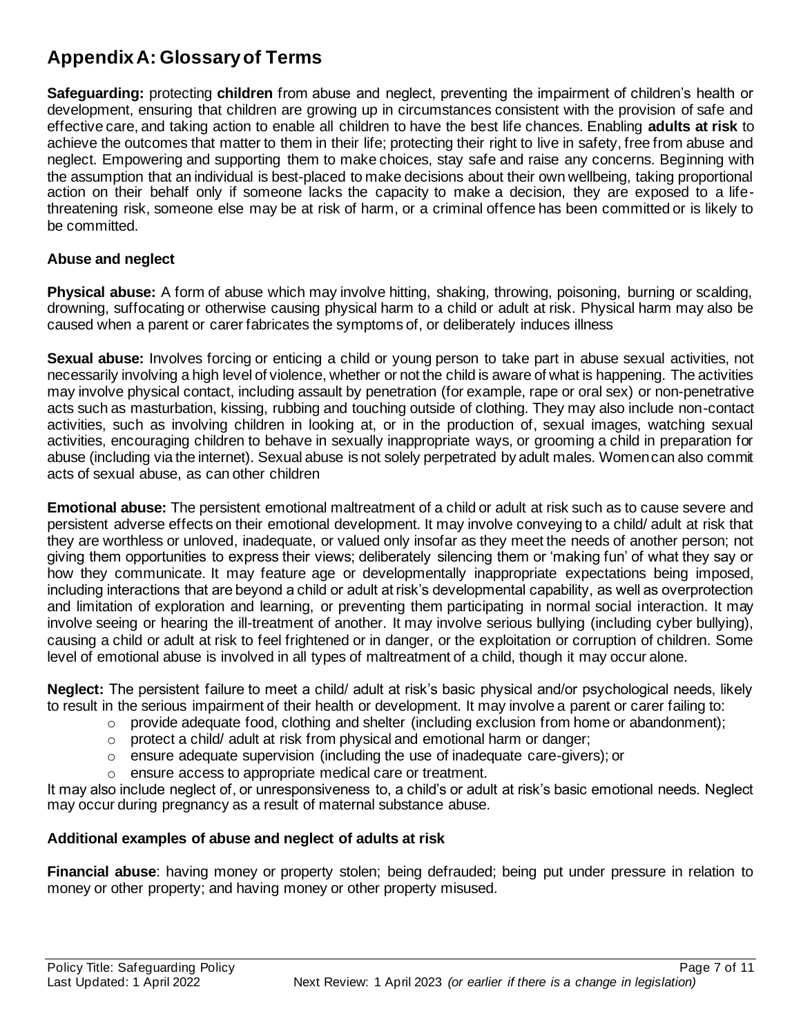# Appendix A: Glossary of Terms

**Safeguarding:** protecting **children** from abuse and neglect, preventing the impairment of children's health or development, ensuring that children are growing up in circumstances consistent with the provision of safe and effective care, and taking action to enable all children to have the best life chances. Enabling **adults at risk** to achieve the outcomes that matter to them in their life; protecting their right to live in safety, free from abuse and neglect. Empowering and supporting them to make choices, stay safe and raise any concerns. Beginning with the assumption that an individual is best-placed to make decisions about their own wellbeing, taking proportional action on their behalf only if someone lacks the capacity to make a decision, they are exposed to a life-threatening risk, someone else may be at risk of harm, or a criminal offence has been committed or is likely to be committed.

### Abuse and neglect

**Physical abuse:** A form of abuse which may involve hitting, shaking, throwing, poisoning, burning or scalding, drowning, suffocating or otherwise causing physical harm to a child or adult at risk. Physical harm may also be caused when a parent or carer fabricates the symptoms of, or deliberately induces illness

**Sexual abuse:** Involves forcing or enticing a child or young person to take part in abuse sexual activities, not necessarily involving a high level of violence, whether or not the child is aware of what is happening. The activities may involve physical contact, including assault by penetration (for example, rape or oral sex) or non-penetrative acts such as masturbation, kissing, rubbing and touching outside of clothing. They may also include non-contact activities, such as involving children in looking at, or in the production of, sexual images, watching sexual activities, encouraging children to behave in sexually inappropriate ways, or grooming a child in preparation for abuse (including via the internet). Sexual abuse is not solely perpetrated by adult males. Women can also commit acts of sexual abuse, as can other children

**Emotional abuse:** The persistent emotional maltreatment of a child or adult at risk such as to cause severe and persistent adverse effects on their emotional development. It may involve conveying to a child/ adult at risk that they are worthless or unloved, inadequate, or valued only insofar as they meet the needs of another person; not giving them opportunities to express their views; deliberately silencing them or 'making fun' of what they say or how they communicate. It may feature age or developmentally inappropriate expectations being imposed, including interactions that are beyond a child or adult at risk's developmental capability, as well as overprotection and limitation of exploration and learning, or preventing them participating in normal social interaction. It may involve seeing or hearing the ill-treatment of another. It may involve serious bullying (including cyber bullying), causing a child or adult at risk to feel frightened or in danger, or the exploitation or corruption of children. Some level of emotional abuse is involved in all types of maltreatment of a child, though it may occur alone.

**Neglect:** The persistent failure to meet a child/ adult at risk's basic physical and/or psychological needs, likely to result in the serious impairment of their health or development. It may involve a parent or carer failing to:

- provide adequate food, clothing and shelter (including exclusion from home or abandonment);
- protect a child/ adult at risk from physical and emotional harm or danger;
- ensure adequate supervision (including the use of inadequate care-givers); or
- ensure access to appropriate medical care or treatment.

It may also include neglect of, or unresponsiveness to, a child's or adult at risk's basic emotional needs. Neglect may occur during pregnancy as a result of maternal substance abuse.

### Additional examples of abuse and neglect of adults at risk

**Financial abuse**: having money or property stolen; being defrauded; being put under pressure in relation to money or other property; and having money or other property misused.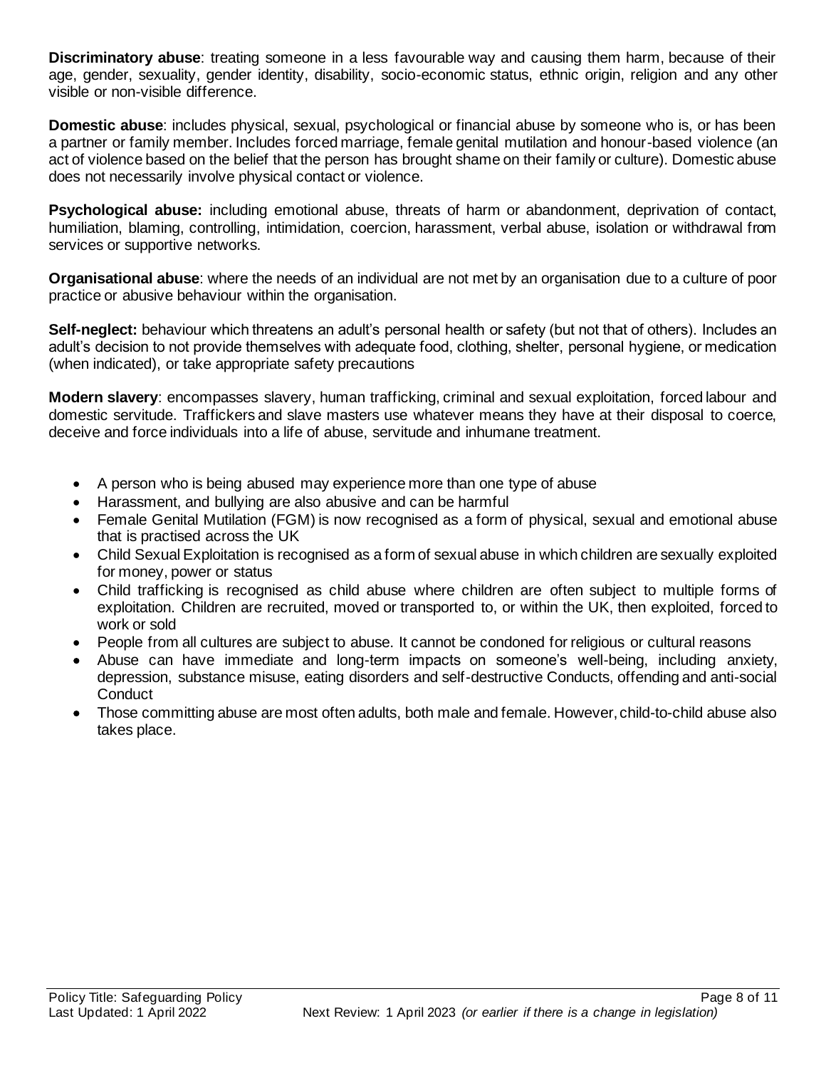**Discriminatory abuse**: treating someone in a less favourable way and causing them harm, because of their age, gender, sexuality, gender identity, disability, socio-economic status, ethnic origin, religion and any other visible or non-visible difference.

**Domestic abuse**: includes physical, sexual, psychological or financial abuse by someone who is, or has been a partner or family member. Includes forced marriage, female genital mutilation and honour-based violence (an act of violence based on the belief that the person has brought shame on their family or culture). Domestic abuse does not necessarily involve physical contact or violence.

**Psychological abuse:** including emotional abuse, threats of harm or abandonment, deprivation of contact, humiliation, blaming, controlling, intimidation, coercion, harassment, verbal abuse, isolation or withdrawal from services or supportive networks.

**Organisational abuse**: where the needs of an individual are not met by an organisation due to a culture of poor practice or abusive behaviour within the organisation.

**Self-neglect:** behaviour which threatens an adult's personal health or safety (but not that of others). Includes an adult's decision to not provide themselves with adequate food, clothing, shelter, personal hygiene, or medication (when indicated), or take appropriate safety precautions

**Modern slavery**: encompasses slavery, human trafficking, criminal and sexual exploitation, forced labour and domestic servitude. Traffickers and slave masters use whatever means they have at their disposal to coerce, deceive and force individuals into a life of abuse, servitude and inhumane treatment.

- A person who is being abused may experience more than one type of abuse
- Harassment, and bullying are also abusive and can be harmful
- Female Genital Mutilation (FGM) is now recognised as a form of physical, sexual and emotional abuse that is practised across the UK
- Child Sexual Exploitation is recognised as a form of sexual abuse in which children are sexually exploited for money, power or status
- Child trafficking is recognised as child abuse where children are often subject to multiple forms of exploitation. Children are recruited, moved or transported to, or within the UK, then exploited, forced to work or sold
- People from all cultures are subject to abuse. It cannot be condoned for religious or cultural reasons
- Abuse can have immediate and long-term impacts on someone's well-being, including anxiety, depression, substance misuse, eating disorders and self-destructive Conducts, offending and anti-social Conduct
- Those committing abuse are most often adults, both male and female. However, child-to-child abuse also takes place.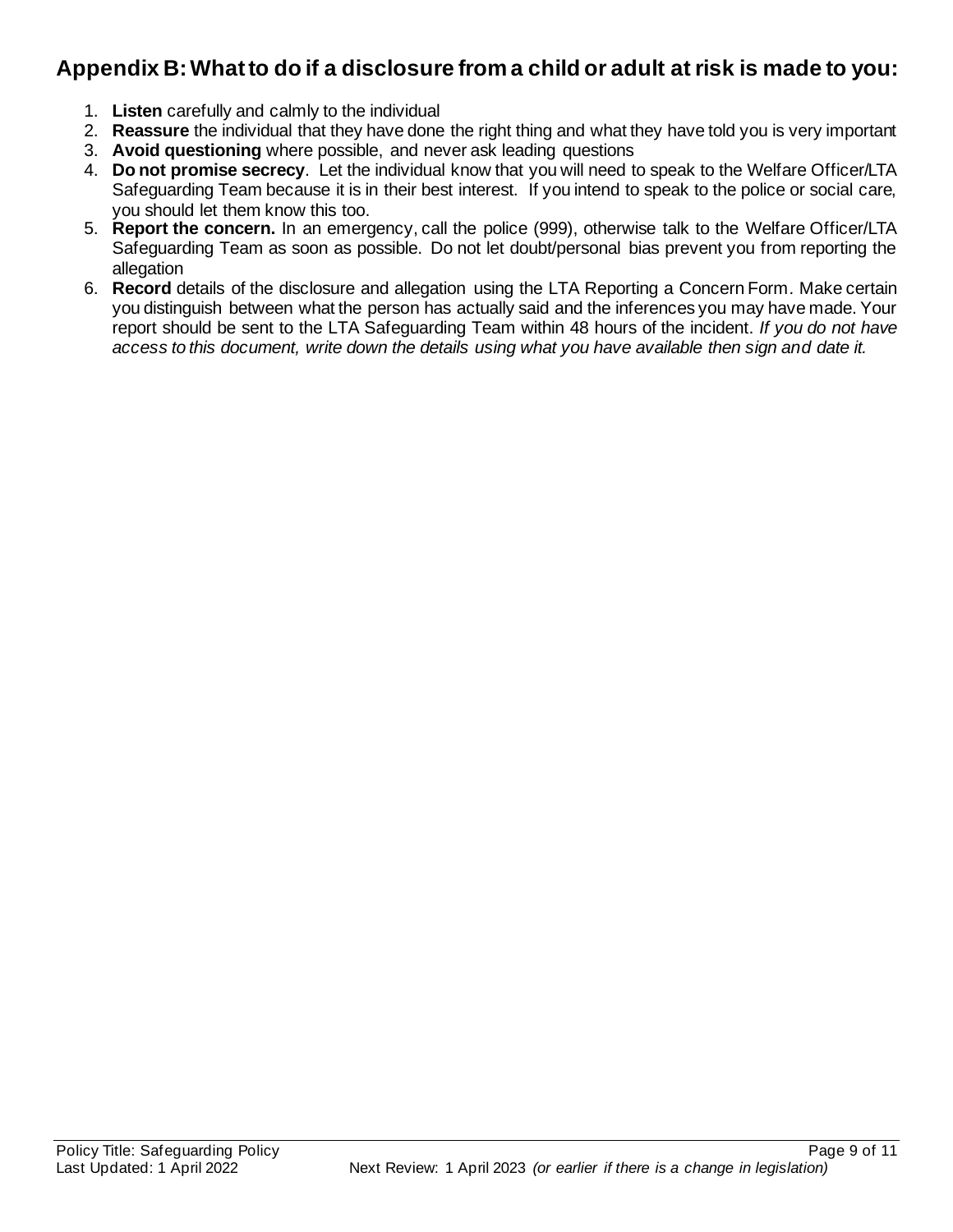## Appendix B: What to do if a disclosure from a child or adult at risk is made to you:

1. **Listen** carefully and calmly to the individual
2. **Reassure** the individual that they have done the right thing and what they have told you is very important
3. **Avoid questioning** where possible, and never ask leading questions
4. **Do not promise secrecy**. Let the individual know that you will need to speak to the Welfare Officer/LTA Safeguarding Team because it is in their best interest. If you intend to speak to the police or social care, you should let them know this too.
5. **Report the concern.** In an emergency, call the police (999), otherwise talk to the Welfare Officer/LTA Safeguarding Team as soon as possible. Do not let doubt/personal bias prevent you from reporting the allegation
6. **Record** details of the disclosure and allegation using the LTA Reporting a Concern Form. Make certain you distinguish between what the person has actually said and the inferences you may have made. Your report should be sent to the LTA Safeguarding Team within 48 hours of the incident. *If you do not have access to this document, write down the details using what you have available then sign and date it.*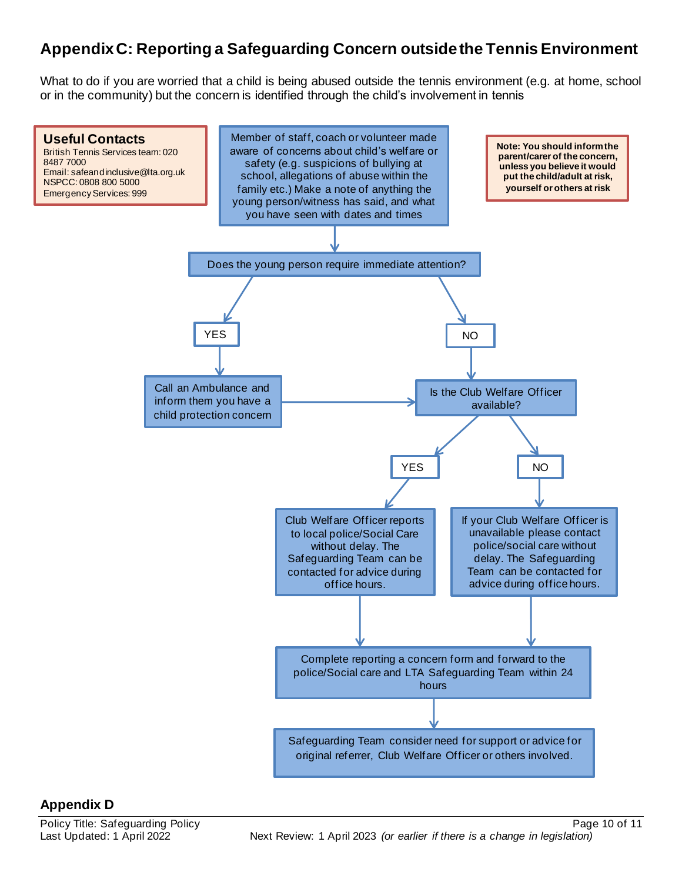## Appendix C: Reporting a Safeguarding Concern outside the Tennis Environment

What to do if you are worried that a child is being abused outside the tennis environment (e.g. at home, school or in the community) but the concern is identified through the child's involvement in tennis

**Useful Contacts**
British Tennis Services team: 020 8487 7000
Email: safeandinclusive@lta.org.uk
NSPCC: 0808 800 5000
Emergency Services: 999

**Note: You should inform the parent/carer of the concern, unless you believe it would put the child/adult at risk, yourself or others at risk**

Member of staff, coach or volunteer made aware of concerns about child's welfare or safety (e.g. suspicions of bullying at school, allegations of abuse within the family etc.) Make a note of anything the young person/witness has said, and what you have seen with dates and times

Does the young person require immediate attention?

- YES: Call an Ambulance and inform them you have a child protection concern → Is the Club Welfare Officer available?
- NO: Is the Club Welfare Officer available?

Is the Club Welfare Officer available?

- YES: Club Welfare Officer reports to local police/Social Care without delay. The Safeguarding Team can be contacted for advice during office hours.
- NO: If your Club Welfare Officer is unavailable please contact police/social care without delay. The Safeguarding Team can be contacted for advice during office hours.

Complete reporting a concern form and forward to the police/Social care and LTA Safeguarding Team within 24 hours

Safeguarding Team consider need for support or advice for original referrer, Club Welfare Officer or others involved.

## Appendix D

Policy Title: Safeguarding Policy
Last Updated: 1 April 2022
Next Review: 1 April 2023 *(or earlier if there is a change in legislation)*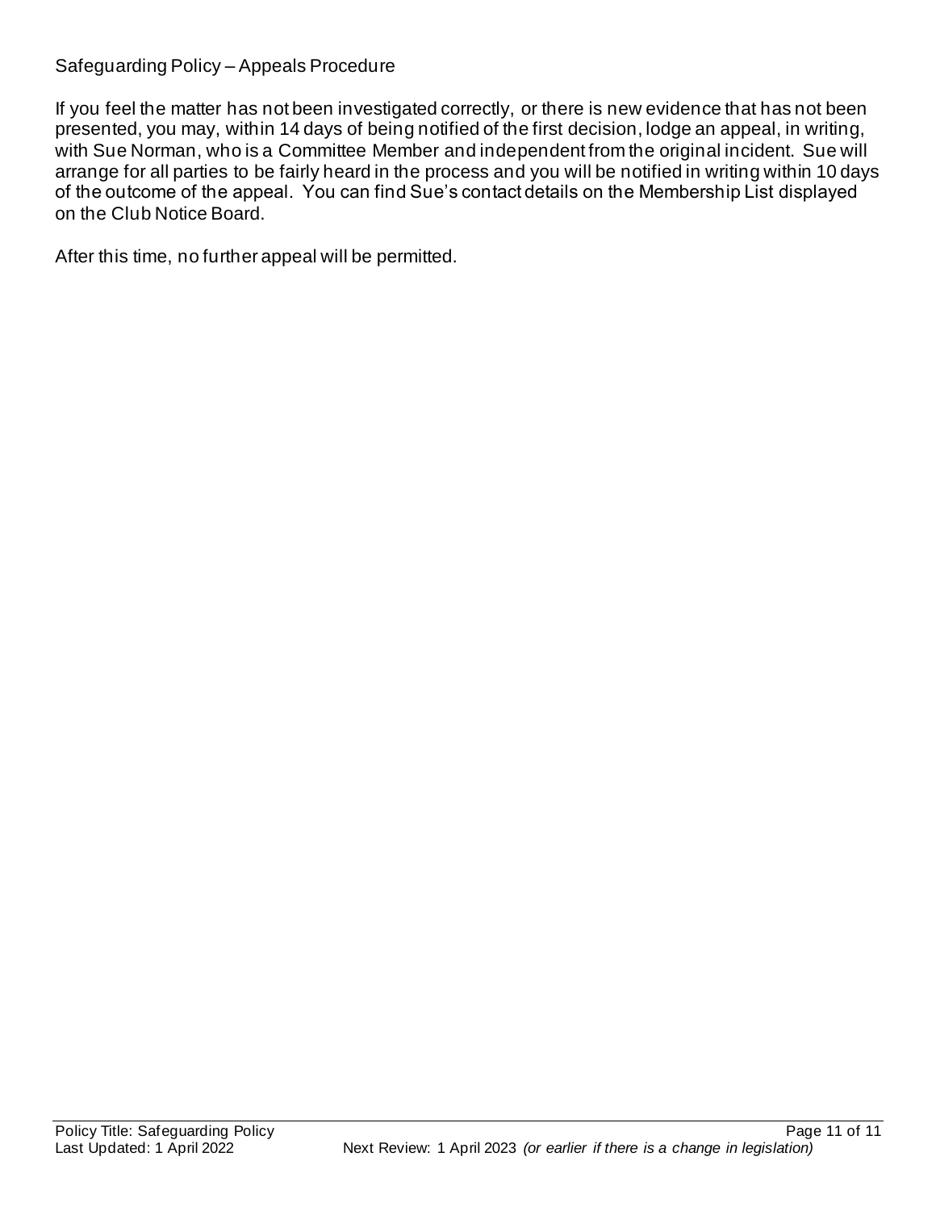## Safeguarding Policy – Appeals Procedure

If you feel the matter has not been investigated correctly, or there is new evidence that has not been presented, you may, within 14 days of being notified of the first decision, lodge an appeal, in writing, with Sue Norman, who is a Committee Member and independent from the original incident. Sue will arrange for all parties to be fairly heard in the process and you will be notified in writing within 10 days of the outcome of the appeal. You can find Sue's contact details on the Membership List displayed on the Club Notice Board.

After this time, no further appeal will be permitted.